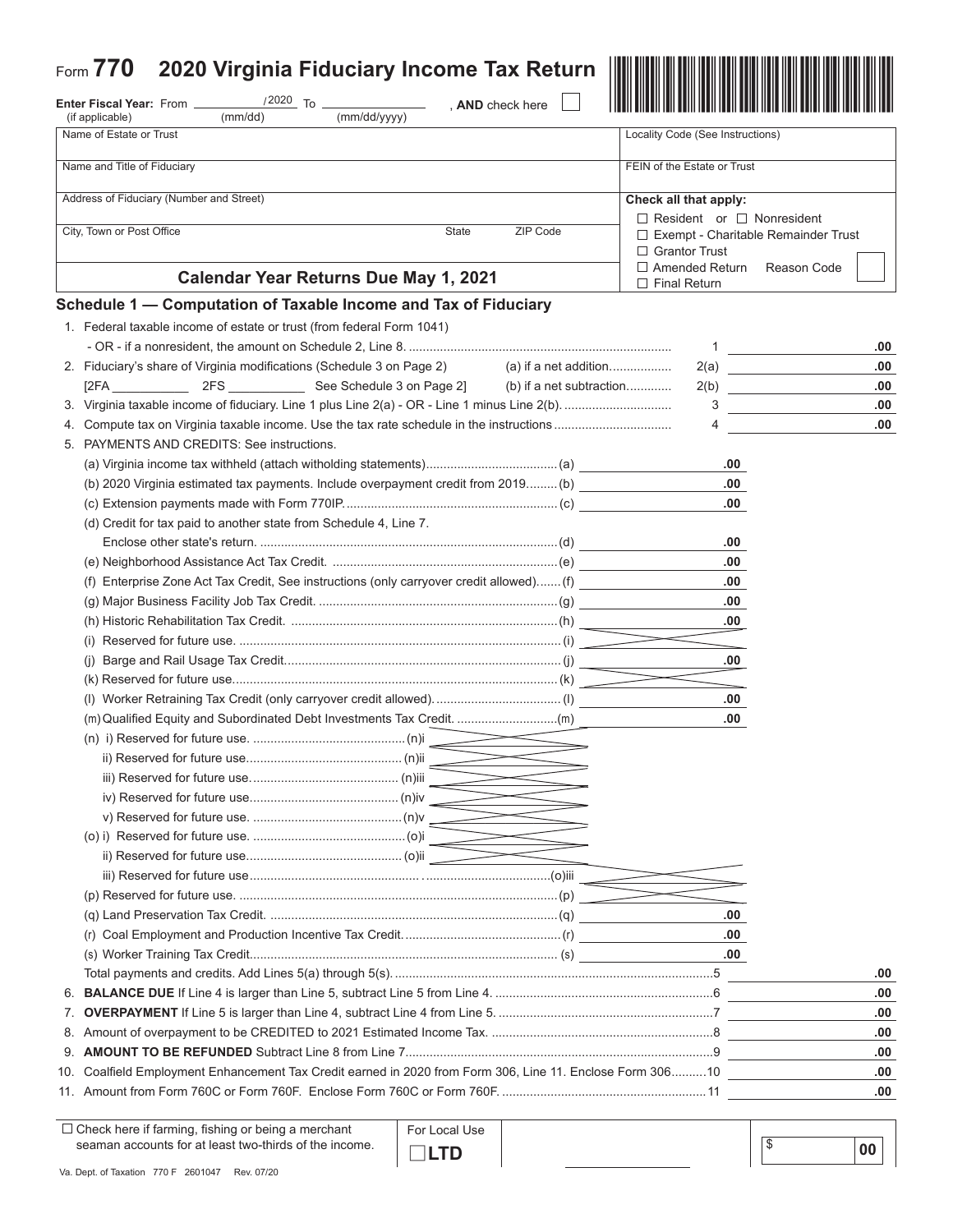Form **770** **2020 Virginia Fiduciary Income Tax Return**

**Enter Fiscal Year:** From ________ /2020 To ______________, **AND** check here ☐
(if applicable) (mm/dd) (mm/dd/yyyy)

| | |
|---|---|
| Name of Estate or Trust | Locality Code (See Instructions) |
| Name and Title of Fiduciary | FEIN of the Estate or Trust |
| Address of Fiduciary (Number and Street) | **Check all that apply:** ☐ Resident or ☐ Nonresident |
| City, Town or Post Office / State / ZIP Code | ☐ Exempt - Charitable Remainder Trust ☐ Grantor Trust |
| **Calendar Year Returns Due May 1, 2021** | ☐ Amended Return Reason Code ☐ Final Return |

## Schedule 1 — Computation of Taxable Income and Tax of Fiduciary

1. Federal taxable income of estate or trust (from federal Form 1041) - OR - if a nonresident, the amount on Schedule 2, Line 8. .......... 1 ______ .00
2. Fiduciary's share of Virginia modifications (Schedule 3 on Page 2) (a) if a net addition.......... 2(a) ______ .00
   [2FA ________ 2FS ________ See Schedule 3 on Page 2] (b) if a net subtraction.......... 2(b) ______ .00
3. Virginia taxable income of fiduciary. Line 1 plus Line 2(a) - OR - Line 1 minus Line 2(b). .......... 3 ______ .00
4. Compute tax on Virginia taxable income. Use the tax rate schedule in the instructions .......... 4 ______ .00
5. PAYMENTS AND CREDITS: See instructions.
   (a) Virginia income tax withheld (attach witholding statements).......... (a) ______ .00
   (b) 2020 Virginia estimated tax payments. Include overpayment credit from 2019.......... (b) ______ .00
   (c) Extension payments made with Form 770IP.......... (c) ______ .00
   (d) Credit for tax paid to another state from Schedule 4, Line 7. Enclose other state's return. .......... (d) ______ .00
   (e) Neighborhood Assistance Act Tax Credit. .......... (e) ______ .00
   (f) Enterprise Zone Act Tax Credit, See instructions (only carryover credit allowed).......... (f) ______ .00
   (g) Major Business Facility Job Tax Credit. .......... (g) ______ .00
   (h) Historic Rehabilitation Tax Credit. .......... (h) ______ .00
   (i) Reserved for future use. .......... (i)
   (j) Barge and Rail Usage Tax Credit.......... (j) ______ .00
   (k) Reserved for future use.......... (k)
   (l) Worker Retraining Tax Credit (only carryover credit allowed).......... (l) ______ .00
   (m) Qualified Equity and Subordinated Debt Investments Tax Credit. .......... (m) ______ .00
   (n) i) Reserved for future use. .......... (n)i
   ii) Reserved for future use.......... (n)ii
   iii) Reserved for future use.......... (n)iii
   iv) Reserved for future use.......... (n)iv
   v) Reserved for future use. .......... (n)v
   (o) i) Reserved for future use. .......... (o)i
   ii) Reserved for future use.......... (o)ii
   iii) Reserved for future use.......... (o)iii
   (p) Reserved for future use. .......... (p)
   (q) Land Preservation Tax Credit. .......... (q) ______ .00
   (r) Coal Employment and Production Incentive Tax Credit.......... (r) ______ .00
   (s) Worker Training Tax Credit.......... (s) ______ .00
   Total payments and credits. Add Lines 5(a) through 5(s).......... 5 ______ .00
6. **BALANCE DUE** If Line 4 is larger than Line 5, subtract Line 5 from Line 4. .......... 6 ______ .00
7. **OVERPAYMENT** If Line 5 is larger than Line 4, subtract Line 4 from Line 5. .......... 7 ______ .00
8. Amount of overpayment to be CREDITED to 2021 Estimated Income Tax. .......... 8 ______ .00
9. **AMOUNT TO BE REFUNDED** Subtract Line 8 from Line 7.......... 9 ______ .00
10. Coalfield Employment Enhancement Tax Credit earned in 2020 from Form 306, Line 11. Enclose Form 306.......... 10 ______ .00
11. Amount from Form 760C or Form 760F. Enclose Form 760C or Form 760F. .......... 11 ______ .00

☐ Check here if farming, fishing or being a merchant seaman accounts for at least two-thirds of the income.

For Local Use ☐**LTD**

$ ______ 00

Va. Dept. of Taxation 770 F 2601047 Rev. 07/20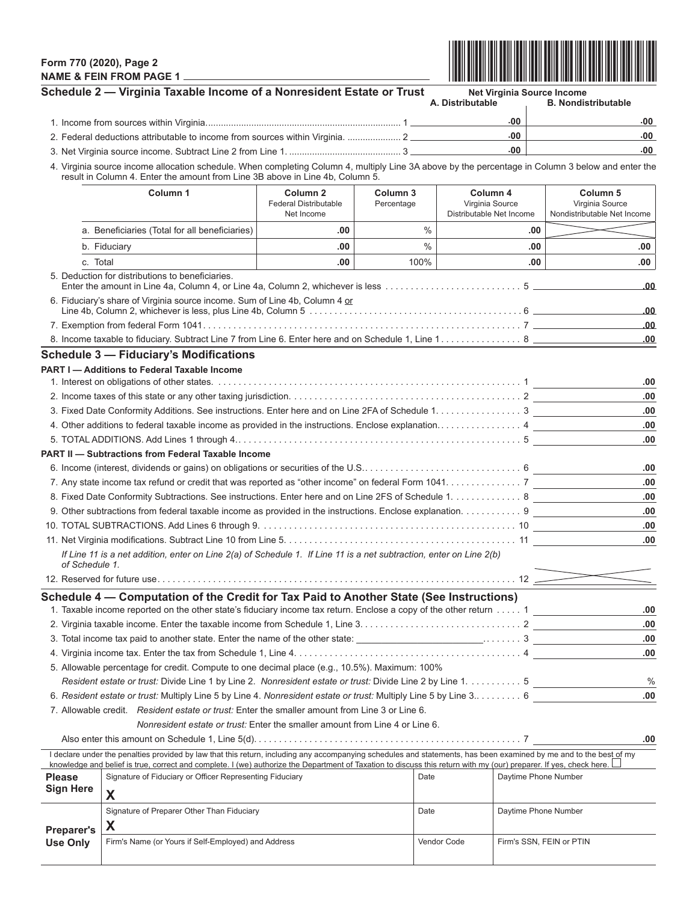Form 770 (2020), Page 2

NAME & FEIN FROM PAGE 1 \_\_\_\_\_\_\_\_\_\_\_\_\_\_\_\_\_\_\_\_\_\_\_\_\_\_\_\_\_\_\_\_\_\_\_\_\_\_\_\_\_\_\_\_\_\_

## Schedule 2 — Virginia Taxable Income of a Nonresident Estate or Trust

| | | Net Virginia Source Income | |
|---|---|---|---|
| | | A. Distributable | B. Nondistributable |
| 1. Income from sources within Virginia | 1 | .00 | .00 |
| 2. Federal deductions attributable to income from sources within Virginia. | 2 | .00 | .00 |
| 3. Net Virginia source income. Subtract Line 2 from Line 1. | 3 | .00 | .00 |

4. Virginia source income allocation schedule. When completing Column 4, multiply Line 3A above by the percentage in Column 3 below and enter the result in Column 4. Enter the amount from Line 3B above in Line 4b, Column 5.

| Column 1 | Column 2 Federal Distributable Net Income | Column 3 Percentage | Column 4 Virginia Source Distributable Net Income | Column 5 Virginia Source Nondistributable Net Income |
|---|---|---|---|---|
| a. Beneficiaries (Total for all beneficiaries) | .00 | % | .00 | |
| b. Fiduciary | .00 | % | .00 | .00 |
| c. Total | .00 | 100% | .00 | .00 |

| | | |
|---|---|---|
| 5. Deduction for distributions to beneficiaries. Enter the amount in Line 4a, Column 4, or Line 4a, Column 2, whichever is less | 5 | .00 |
| 6. Fiduciary's share of Virginia source income. Sum of Line 4b, Column 4 or Line 4b, Column 2, whichever is less, plus Line 4b, Column 5 | 6 | .00 |
| 7. Exemption from federal Form 1041 | 7 | .00 |
| 8. Income taxable to fiduciary. Subtract Line 7 from Line 6. Enter here and on Schedule 1, Line 1 | 8 | .00 |

## Schedule 3 — Fiduciary's Modifications

**PART I — Additions to Federal Taxable Income**

| | | |
|---|---|---|
| 1. Interest on obligations of other states. | 1 | .00 |
| 2. Income taxes of this state or any other taxing jurisdiction. | 2 | .00 |
| 3. Fixed Date Conformity Additions. See instructions. Enter here and on Line 2FA of Schedule 1. | 3 | .00 |
| 4. Other additions to federal taxable income as provided in the instructions. Enclose explanation. | 4 | .00 |
| 5. TOTAL ADDITIONS. Add Lines 1 through 4. | 5 | .00 |

**PART II — Subtractions from Federal Taxable Income**

| | | |
|---|---|---|
| 6. Income (interest, dividends or gains) on obligations or securities of the U.S. | 6 | .00 |
| 7. Any state income tax refund or credit that was reported as "other income" on federal Form 1041. | 7 | .00 |
| 8. Fixed Date Conformity Subtractions. See instructions. Enter here and on Line 2FS of Schedule 1. | 8 | .00 |
| 9. Other subtractions from federal taxable income as provided in the instructions. Enclose explanation. | 9 | .00 |
| 10. TOTAL SUBTRACTIONS. Add Lines 6 through 9. | 10 | .00 |
| 11. Net Virginia modifications. Subtract Line 10 from Line 5. | 11 | .00 |

*If Line 11 is a net addition, enter on Line 2(a) of Schedule 1. If Line 11 is a net subtraction, enter on Line 2(b) of Schedule 1.*

12. Reserved for future use. 12

## Schedule 4 — Computation of the Credit for Tax Paid to Another State (See Instructions)

| | | |
|---|---|---|
| 1. Taxable income reported on the other state's fiduciary income tax return. Enclose a copy of the other return | 1 | .00 |
| 2. Virginia taxable income. Enter the taxable income from Schedule 1, Line 3. | 2 | .00 |
| 3. Total income tax paid to another state. Enter the name of the other state: \_\_\_\_\_\_\_\_\_\_\_\_ | 3 | .00 |
| 4. Virginia income tax. Enter the tax from Schedule 1, Line 4. | 4 | .00 |
| 5. Allowable percentage for credit. Compute to one decimal place (e.g., 10.5%). Maximum: 100% *Resident estate or trust:* Divide Line 1 by Line 2. *Nonresident estate or trust:* Divide Line 2 by Line 1. | 5 | % |
| 6. *Resident estate or trust:* Multiply Line 5 by Line 4. *Nonresident estate or trust:* Multiply Line 5 by Line 3. | 6 | .00 |
| 7. Allowable credit. *Resident estate or trust:* Enter the smaller amount from Line 3 or Line 6. *Nonresident estate or trust:* Enter the smaller amount from Line 4 or Line 6. Also enter this amount on Schedule 1, Line 5(d). | 7 | .00 |

I declare under the penalties provided by law that this return, including any accompanying schedules and statements, has been examined by me and to the best of my knowledge and belief is true, correct and complete. I (we) authorize the Department of Taxation to discuss this return with my (our) preparer. If yes, check here. ☐

| | | | |
|---|---|---|---|
| **Please Sign Here** | Signature of Fiduciary or Officer Representing Fiduciary X | Date | Daytime Phone Number |
| **Preparer's Use Only** | Signature of Preparer Other Than Fiduciary X | Date | Daytime Phone Number |
| | Firm's Name (or Yours if Self-Employed) and Address | Vendor Code | Firm's SSN, FEIN or PTIN |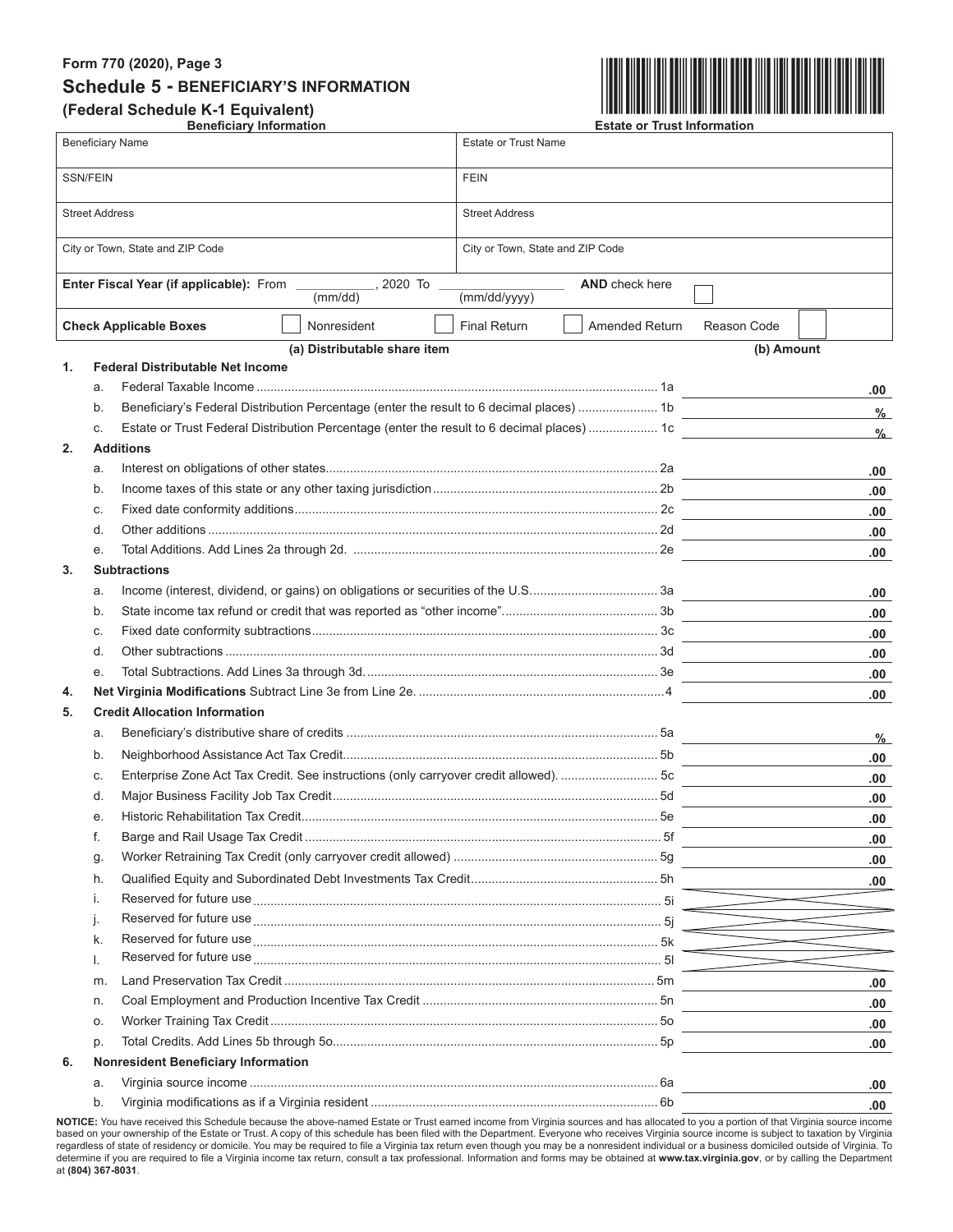Form 770 (2020), Page 3

## Schedule 5 - BENEFICIARY'S INFORMATION
### (Federal Schedule K-1 Equivalent)

| Beneficiary Information | Estate or Trust Information |
|---|---|
| Beneficiary Name | Estate or Trust Name |
| SSN/FEIN | FEIN |
| Street Address | Street Address |
| City or Town, State and ZIP Code | City or Town, State and ZIP Code |

**Enter Fiscal Year (if applicable):** From ___________ (mm/dd), 2020 To ___________ (mm/dd/yyyy) **AND** check here ☐

**Check Applicable Boxes** ☐ Nonresident ☐ Final Return ☐ Amended Return Reason Code ☐

| | | (a) Distributable share item | Line | (b) Amount |
|---|---|---|---|---|
| **1.** | | **Federal Distributable Net Income** | | |
| | a. | Federal Taxable Income | 1a | .00 |
| | b. | Beneficiary's Federal Distribution Percentage (enter the result to 6 decimal places) | 1b | % |
| | c. | Estate or Trust Federal Distribution Percentage (enter the result to 6 decimal places) | 1c | % |
| **2.** | | **Additions** | | |
| | a. | Interest on obligations of other states | 2a | .00 |
| | b. | Income taxes of this state or any other taxing jurisdiction | 2b | .00 |
| | c. | Fixed date conformity additions | 2c | .00 |
| | d. | Other additions | 2d | .00 |
| | e. | Total Additions. Add Lines 2a through 2d. | 2e | .00 |
| **3.** | | **Subtractions** | | |
| | a. | Income (interest, dividend, or gains) on obligations or securities of the U.S. | 3a | .00 |
| | b. | State income tax refund or credit that was reported as "other income" | 3b | .00 |
| | c. | Fixed date conformity subtractions | 3c | .00 |
| | d. | Other subtractions | 3d | .00 |
| | e. | Total Subtractions. Add Lines 3a through 3d. | 3e | .00 |
| **4.** | | **Net Virginia Modifications** Subtract Line 3e from Line 2e. | 4 | .00 |
| **5.** | | **Credit Allocation Information** | | |
| | a. | Beneficiary's distributive share of credits | 5a | % |
| | b. | Neighborhood Assistance Act Tax Credit | 5b | .00 |
| | c. | Enterprise Zone Act Tax Credit. See instructions (only carryover credit allowed). | 5c | .00 |
| | d. | Major Business Facility Job Tax Credit | 5d | .00 |
| | e. | Historic Rehabilitation Tax Credit | 5e | .00 |
| | f. | Barge and Rail Usage Tax Credit | 5f | .00 |
| | g. | Worker Retraining Tax Credit (only carryover credit allowed) | 5g | .00 |
| | h. | Qualified Equity and Subordinated Debt Investments Tax Credit | 5h | .00 |
| | i. | Reserved for future use | 5i | |
| | j. | Reserved for future use | 5j | |
| | k. | Reserved for future use | 5k | |
| | l. | Reserved for future use | 5l | |
| | m. | Land Preservation Tax Credit | 5m | .00 |
| | n. | Coal Employment and Production Incentive Tax Credit | 5n | .00 |
| | o. | Worker Training Tax Credit | 5o | .00 |
| | p. | Total Credits. Add Lines 5b through 5o. | 5p | .00 |
| **6.** | | **Nonresident Beneficiary Information** | | |
| | a. | Virginia source income | 6a | .00 |
| | b. | Virginia modifications as if a Virginia resident | 6b | .00 |

**NOTICE:** You have received this Schedule because the above-named Estate or Trust earned income from Virginia sources and has allocated to you a portion of that Virginia source income based on your ownership of the Estate or Trust. A copy of this schedule has been filed with the Department. Everyone who receives Virginia source income is subject to taxation by Virginia regardless of state of residency or domicile. You may be required to file a Virginia tax return even though you may be a nonresident individual or a business domiciled outside of Virginia. To determine if you are required to file a Virginia income tax return, consult a tax professional. Information and forms may be obtained at **www.tax.virginia.gov**, or by calling the Department at **(804) 367-8031**.